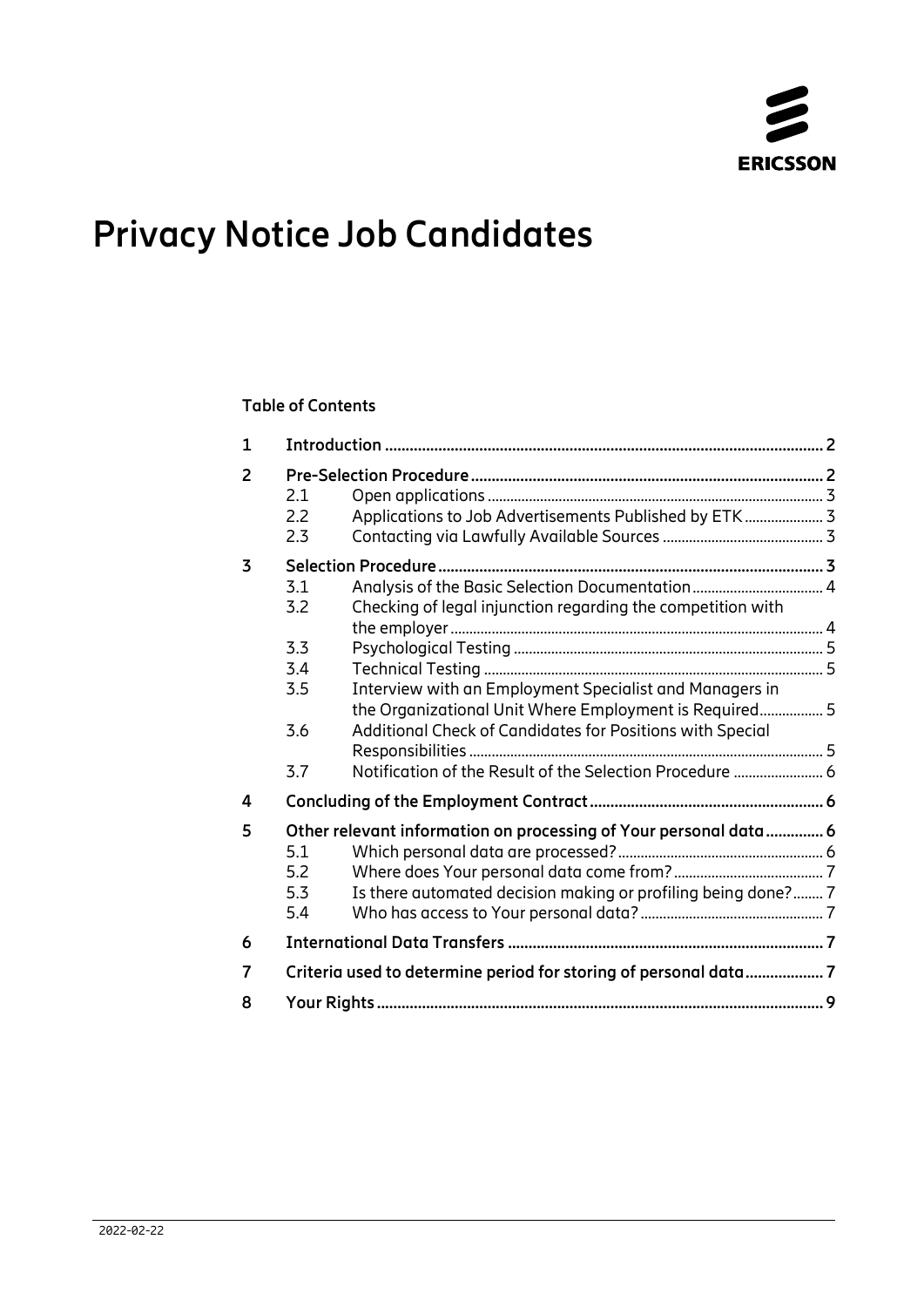# Privacy Notice Job Candidates

**Table of Contents**

| | | | |
|---|---|---|---|
| **1** | **Introduction** | | **2** |
| **2** | **Pre-Selection Procedure** | | **2** |
| | 2.1 | Open applications | 3 |
| | 2.2 | Applications to Job Advertisements Published by ETK | 3 |
| | 2.3 | Contacting via Lawfully Available Sources | 3 |
| **3** | **Selection Procedure** | | **3** |
| | 3.1 | Analysis of the Basic Selection Documentation | 4 |
| | 3.2 | Checking of legal injunction regarding the competition with the employer | 4 |
| | 3.3 | Psychological Testing | 5 |
| | 3.4 | Technical Testing | 5 |
| | 3.5 | Interview with an Employment Specialist and Managers in the Organizational Unit Where Employment is Required | 5 |
| | 3.6 | Additional Check of Candidates for Positions with Special Responsibilities | 5 |
| | 3.7 | Notification of the Result of the Selection Procedure | 6 |
| **4** | **Concluding of the Employment Contract** | | **6** |
| **5** | **Other relevant information on processing of Your personal data** | | **6** |
| | 5.1 | Which personal data are processed? | 6 |
| | 5.2 | Where does Your personal data come from? | 7 |
| | 5.3 | Is there automated decision making or profiling being done? | 7 |
| | 5.4 | Who has access to Your personal data? | 7 |
| **6** | **International Data Transfers** | | **7** |
| **7** | **Criteria used to determine period for storing of personal data** | | **7** |
| **8** | **Your Rights** | | **9** |

2022-02-22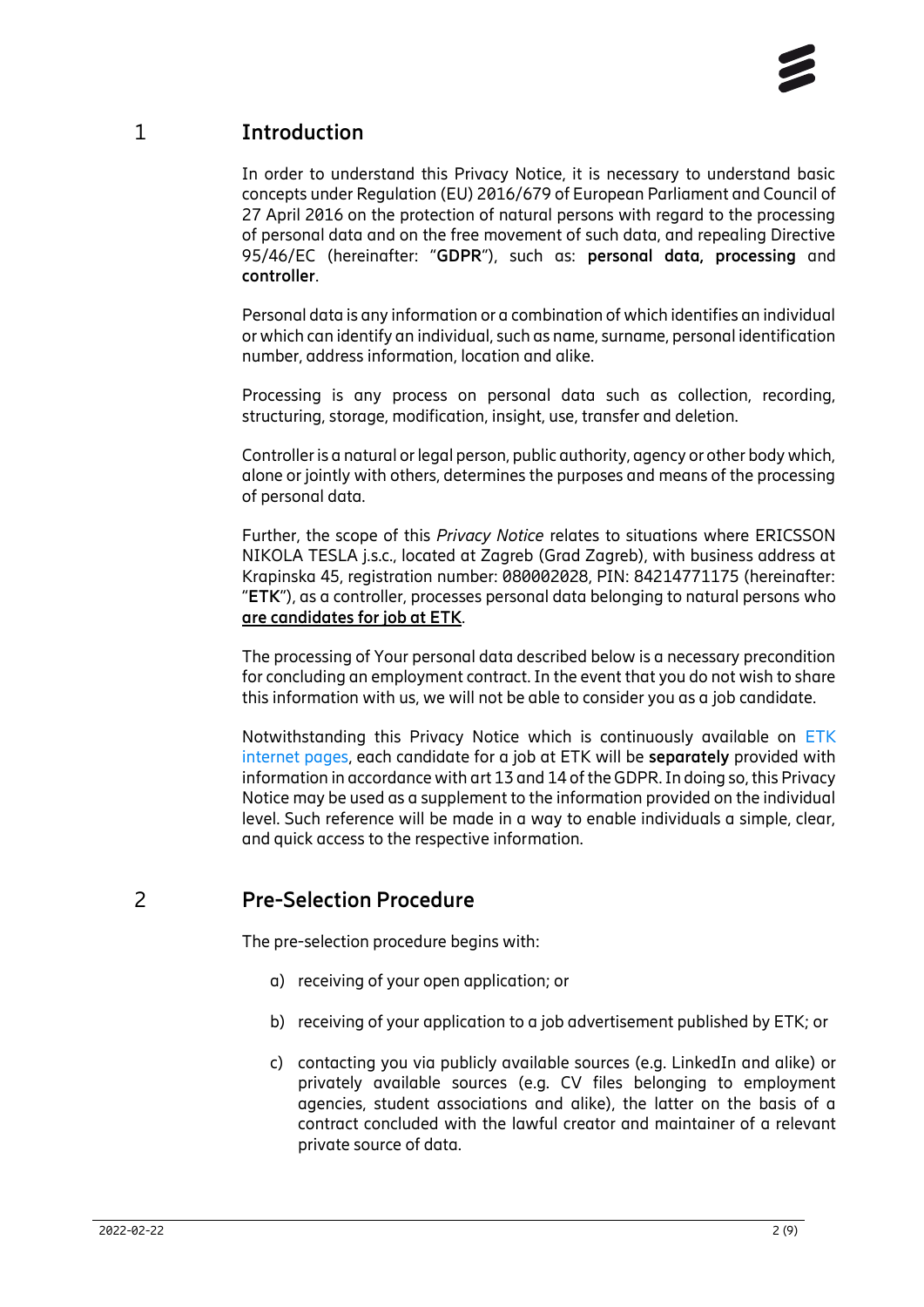# 1 Introduction

In order to understand this Privacy Notice, it is necessary to understand basic concepts under Regulation (EU) 2016/679 of European Parliament and Council of 27 April 2016 on the protection of natural persons with regard to the processing of personal data and on the free movement of such data, and repealing Directive 95/46/EC (hereinafter: "**GDPR**"), such as: **personal data, processing** and **controller**.

Personal data is any information or a combination of which identifies an individual or which can identify an individual, such as name, surname, personal identification number, address information, location and alike.

Processing is any process on personal data such as collection, recording, structuring, storage, modification, insight, use, transfer and deletion.

Controller is a natural or legal person, public authority, agency or other body which, alone or jointly with others, determines the purposes and means of the processing of personal data.

Further, the scope of this *Privacy Notice* relates to situations where ERICSSON NIKOLA TESLA j.s.c., located at Zagreb (Grad Zagreb), with business address at Krapinska 45, registration number: 080002028, PIN: 84214771175 (hereinafter: "**ETK**"), as a controller, processes personal data belonging to natural persons who **<u>are candidates for job at ETK</u>**.

The processing of Your personal data described below is a necessary precondition for concluding an employment contract. In the event that you do not wish to share this information with us, we will not be able to consider you as a job candidate.

Notwithstanding this Privacy Notice which is continuously available on ETK internet pages, each candidate for a job at ETK will be **separately** provided with information in accordance with art 13 and 14 of the GDPR. In doing so, this Privacy Notice may be used as a supplement to the information provided on the individual level. Such reference will be made in a way to enable individuals a simple, clear, and quick access to the respective information.

# 2 Pre-Selection Procedure

The pre-selection procedure begins with:

a) receiving of your open application; or

b) receiving of your application to a job advertisement published by ETK; or

c) contacting you via publicly available sources (e.g. LinkedIn and alike) or privately available sources (e.g. CV files belonging to employment agencies, student associations and alike), the latter on the basis of a contract concluded with the lawful creator and maintainer of a relevant private source of data.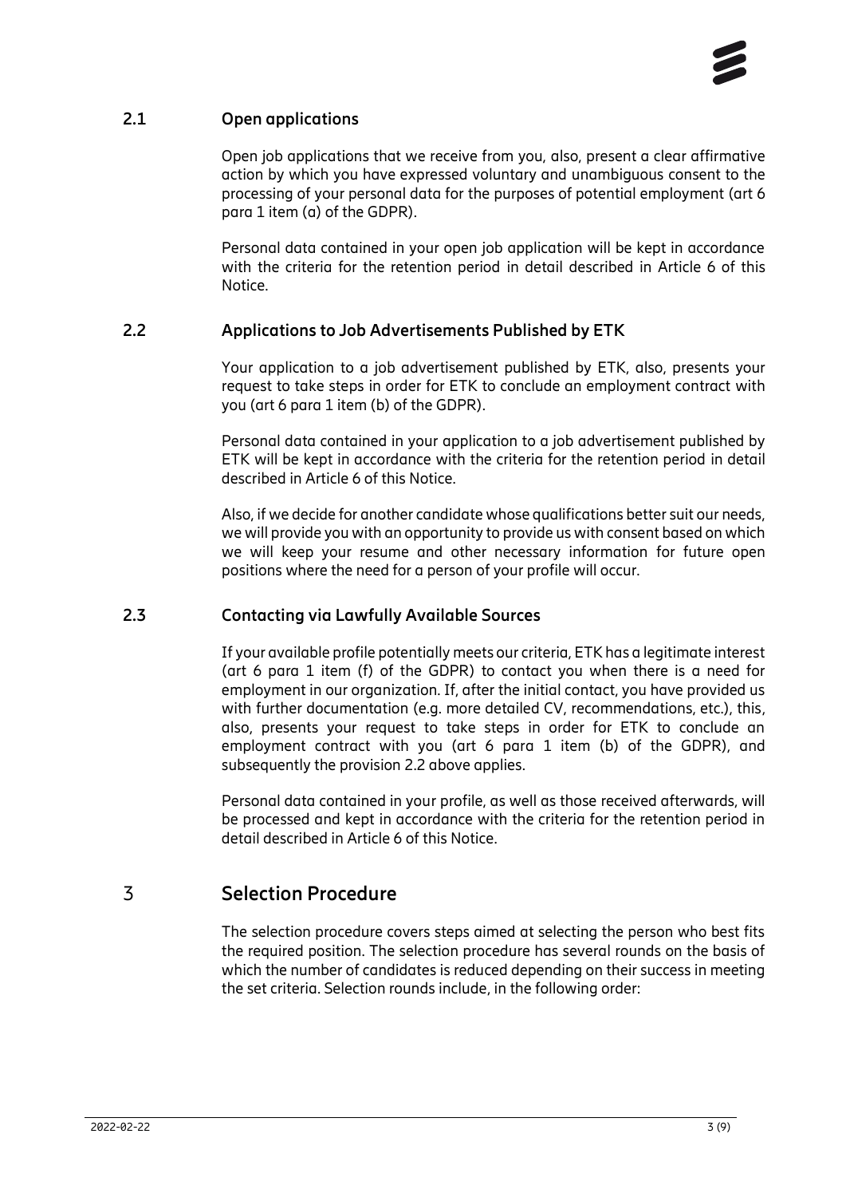### 2.1 Open applications

Open job applications that we receive from you, also, present a clear affirmative action by which you have expressed voluntary and unambiguous consent to the processing of your personal data for the purposes of potential employment (art 6 para 1 item (a) of the GDPR).

Personal data contained in your open job application will be kept in accordance with the criteria for the retention period in detail described in Article 6 of this Notice.

### 2.2 Applications to Job Advertisements Published by ETK

Your application to a job advertisement published by ETK, also, presents your request to take steps in order for ETK to conclude an employment contract with you (art 6 para 1 item (b) of the GDPR).

Personal data contained in your application to a job advertisement published by ETK will be kept in accordance with the criteria for the retention period in detail described in Article 6 of this Notice.

Also, if we decide for another candidate whose qualifications better suit our needs, we will provide you with an opportunity to provide us with consent based on which we will keep your resume and other necessary information for future open positions where the need for a person of your profile will occur.

### 2.3 Contacting via Lawfully Available Sources

If your available profile potentially meets our criteria, ETK has a legitimate interest (art 6 para 1 item (f) of the GDPR) to contact you when there is a need for employment in our organization. If, after the initial contact, you have provided us with further documentation (e.g. more detailed CV, recommendations, etc.), this, also, presents your request to take steps in order for ETK to conclude an employment contract with you (art 6 para 1 item (b) of the GDPR), and subsequently the provision 2.2 above applies.

Personal data contained in your profile, as well as those received afterwards, will be processed and kept in accordance with the criteria for the retention period in detail described in Article 6 of this Notice.

## 3 Selection Procedure

The selection procedure covers steps aimed at selecting the person who best fits the required position. The selection procedure has several rounds on the basis of which the number of candidates is reduced depending on their success in meeting the set criteria. Selection rounds include, in the following order: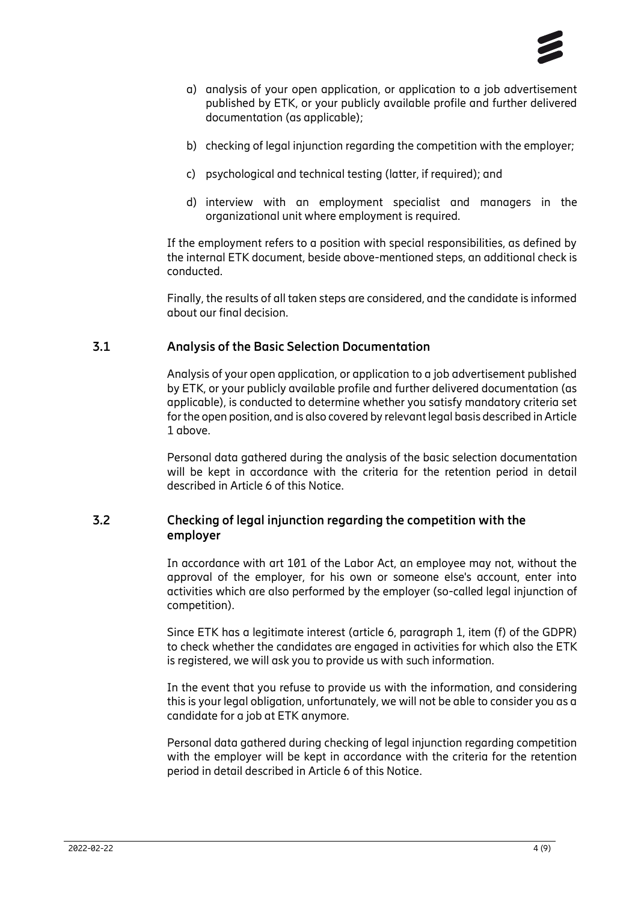a) analysis of your open application, or application to a job advertisement published by ETK, or your publicly available profile and further delivered documentation (as applicable);

b) checking of legal injunction regarding the competition with the employer;

c) psychological and technical testing (latter, if required); and

d) interview with an employment specialist and managers in the organizational unit where employment is required.

If the employment refers to a position with special responsibilities, as defined by the internal ETK document, beside above-mentioned steps, an additional check is conducted.

Finally, the results of all taken steps are considered, and the candidate is informed about our final decision.

### 3.1 Analysis of the Basic Selection Documentation

Analysis of your open application, or application to a job advertisement published by ETK, or your publicly available profile and further delivered documentation (as applicable), is conducted to determine whether you satisfy mandatory criteria set for the open position, and is also covered by relevant legal basis described in Article 1 above.

Personal data gathered during the analysis of the basic selection documentation will be kept in accordance with the criteria for the retention period in detail described in Article 6 of this Notice.

### 3.2 Checking of legal injunction regarding the competition with the employer

In accordance with art 101 of the Labor Act, an employee may not, without the approval of the employer, for his own or someone else's account, enter into activities which are also performed by the employer (so-called legal injunction of competition).

Since ETK has a legitimate interest (article 6, paragraph 1, item (f) of the GDPR) to check whether the candidates are engaged in activities for which also the ETK is registered, we will ask you to provide us with such information.

In the event that you refuse to provide us with the information, and considering this is your legal obligation, unfortunately, we will not be able to consider you as a candidate for a job at ETK anymore.

Personal data gathered during checking of legal injunction regarding competition with the employer will be kept in accordance with the criteria for the retention period in detail described in Article 6 of this Notice.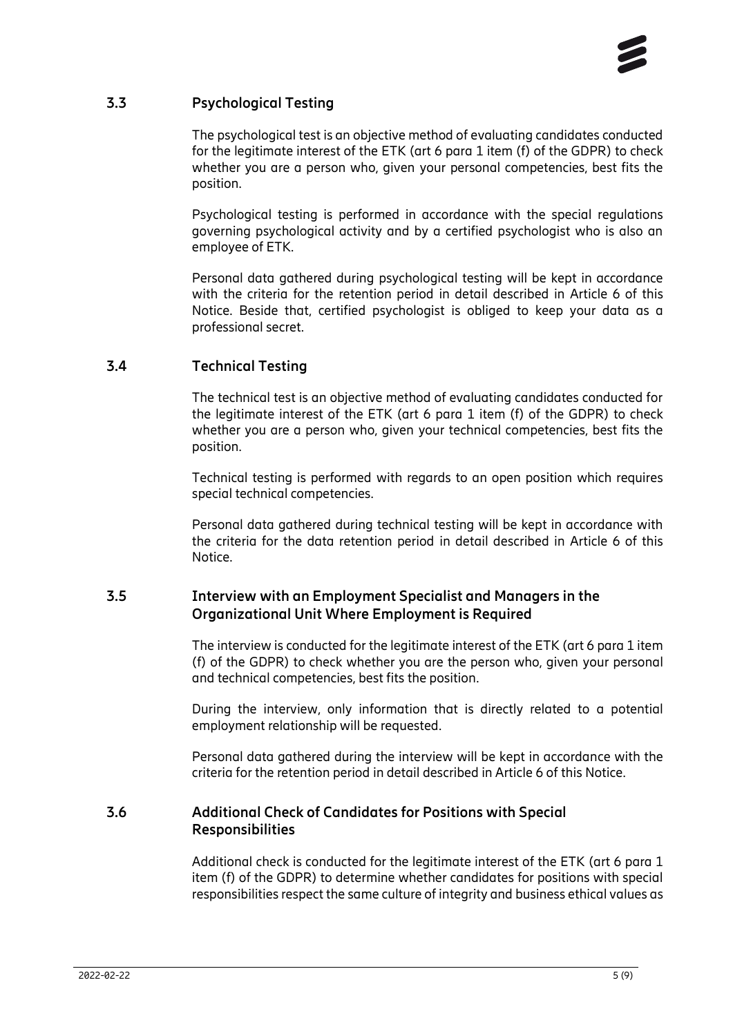### 3.3 Psychological Testing

The psychological test is an objective method of evaluating candidates conducted for the legitimate interest of the ETK (art 6 para 1 item (f) of the GDPR) to check whether you are a person who, given your personal competencies, best fits the position.

Psychological testing is performed in accordance with the special regulations governing psychological activity and by a certified psychologist who is also an employee of ETK.

Personal data gathered during psychological testing will be kept in accordance with the criteria for the retention period in detail described in Article 6 of this Notice. Beside that, certified psychologist is obliged to keep your data as a professional secret.

### 3.4 Technical Testing

The technical test is an objective method of evaluating candidates conducted for the legitimate interest of the ETK (art 6 para 1 item (f) of the GDPR) to check whether you are a person who, given your technical competencies, best fits the position.

Technical testing is performed with regards to an open position which requires special technical competencies.

Personal data gathered during technical testing will be kept in accordance with the criteria for the data retention period in detail described in Article 6 of this Notice.

### 3.5 Interview with an Employment Specialist and Managers in the Organizational Unit Where Employment is Required

The interview is conducted for the legitimate interest of the ETK (art 6 para 1 item (f) of the GDPR) to check whether you are the person who, given your personal and technical competencies, best fits the position.

During the interview, only information that is directly related to a potential employment relationship will be requested.

Personal data gathered during the interview will be kept in accordance with the criteria for the retention period in detail described in Article 6 of this Notice.

### 3.6 Additional Check of Candidates for Positions with Special Responsibilities

Additional check is conducted for the legitimate interest of the ETK (art 6 para 1 item (f) of the GDPR) to determine whether candidates for positions with special responsibilities respect the same culture of integrity and business ethical values as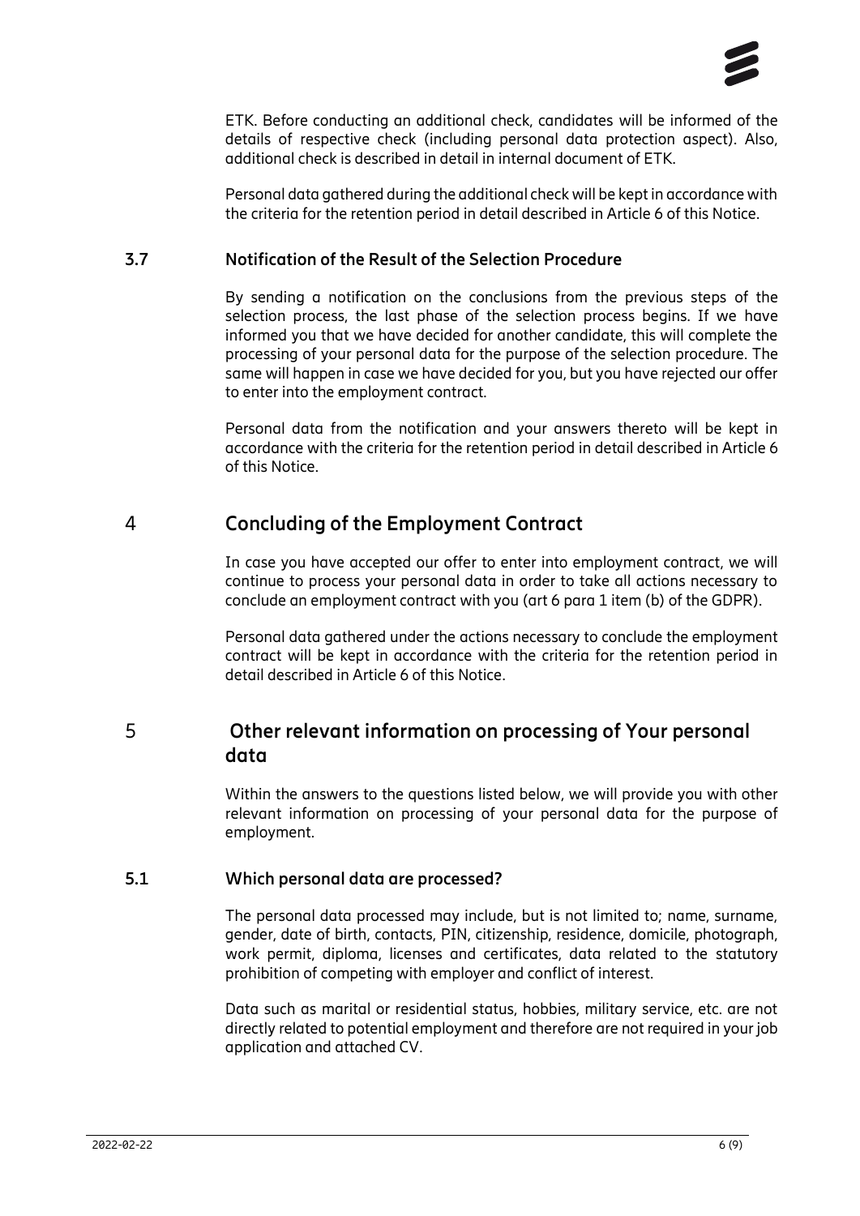ETK. Before conducting an additional check, candidates will be informed of the details of respective check (including personal data protection aspect). Also, additional check is described in detail in internal document of ETK.

Personal data gathered during the additional check will be kept in accordance with the criteria for the retention period in detail described in Article 6 of this Notice.

### 3.7 Notification of the Result of the Selection Procedure

By sending a notification on the conclusions from the previous steps of the selection process, the last phase of the selection process begins. If we have informed you that we have decided for another candidate, this will complete the processing of your personal data for the purpose of the selection procedure. The same will happen in case we have decided for you, but you have rejected our offer to enter into the employment contract.

Personal data from the notification and your answers thereto will be kept in accordance with the criteria for the retention period in detail described in Article 6 of this Notice.

## 4 Concluding of the Employment Contract

In case you have accepted our offer to enter into employment contract, we will continue to process your personal data in order to take all actions necessary to conclude an employment contract with you (art 6 para 1 item (b) of the GDPR).

Personal data gathered under the actions necessary to conclude the employment contract will be kept in accordance with the criteria for the retention period in detail described in Article 6 of this Notice.

## 5 Other relevant information on processing of Your personal data

Within the answers to the questions listed below, we will provide you with other relevant information on processing of your personal data for the purpose of employment.

### 5.1 Which personal data are processed?

The personal data processed may include, but is not limited to; name, surname, gender, date of birth, contacts, PIN, citizenship, residence, domicile, photograph, work permit, diploma, licenses and certificates, data related to the statutory prohibition of competing with employer and conflict of interest.

Data such as marital or residential status, hobbies, military service, etc. are not directly related to potential employment and therefore are not required in your job application and attached CV.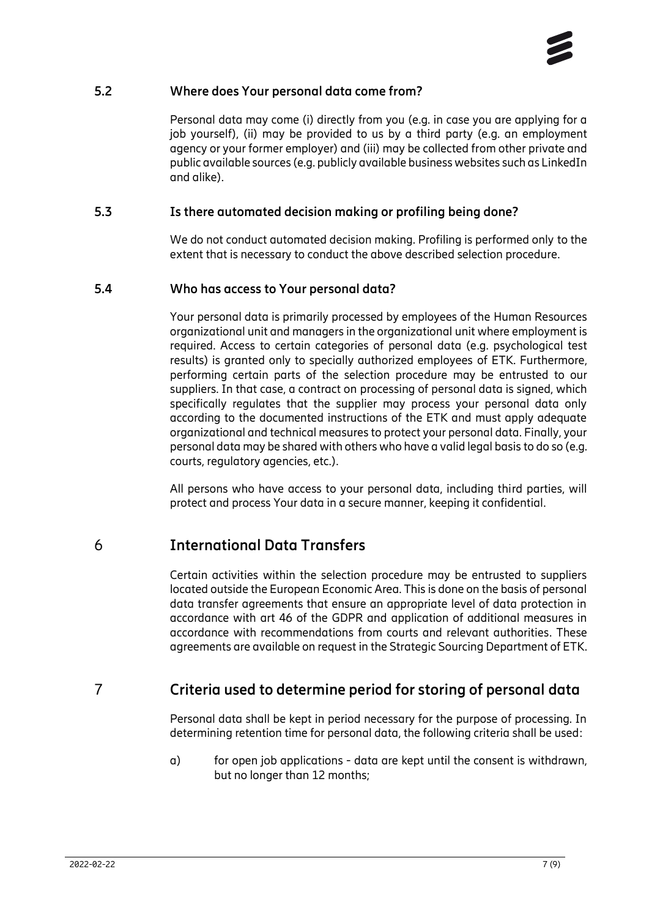### 5.2 Where does Your personal data come from?

Personal data may come (i) directly from you (e.g. in case you are applying for a job yourself), (ii) may be provided to us by a third party (e.g. an employment agency or your former employer) and (iii) may be collected from other private and public available sources (e.g. publicly available business websites such as LinkedIn and alike).

### 5.3 Is there automated decision making or profiling being done?

We do not conduct automated decision making. Profiling is performed only to the extent that is necessary to conduct the above described selection procedure.

### 5.4 Who has access to Your personal data?

Your personal data is primarily processed by employees of the Human Resources organizational unit and managers in the organizational unit where employment is required. Access to certain categories of personal data (e.g. psychological test results) is granted only to specially authorized employees of ETK. Furthermore, performing certain parts of the selection procedure may be entrusted to our suppliers. In that case, a contract on processing of personal data is signed, which specifically regulates that the supplier may process your personal data only according to the documented instructions of the ETK and must apply adequate organizational and technical measures to protect your personal data. Finally, your personal data may be shared with others who have a valid legal basis to do so (e.g. courts, regulatory agencies, etc.).

All persons who have access to your personal data, including third parties, will protect and process Your data in a secure manner, keeping it confidential.

## 6 International Data Transfers

Certain activities within the selection procedure may be entrusted to suppliers located outside the European Economic Area. This is done on the basis of personal data transfer agreements that ensure an appropriate level of data protection in accordance with art 46 of the GDPR and application of additional measures in accordance with recommendations from courts and relevant authorities. These agreements are available on request in the Strategic Sourcing Department of ETK.

## 7 Criteria used to determine period for storing of personal data

Personal data shall be kept in period necessary for the purpose of processing. In determining retention time for personal data, the following criteria shall be used:

a) for open job applications - data are kept until the consent is withdrawn, but no longer than 12 months;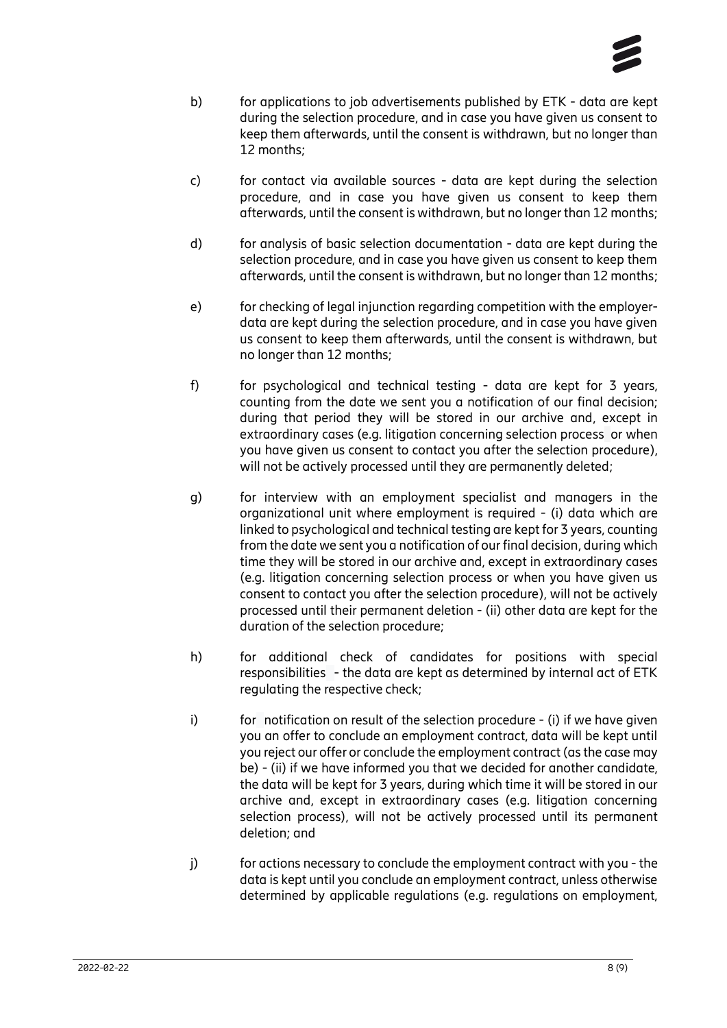b) for applications to job advertisements published by ETK - data are kept during the selection procedure, and in case you have given us consent to keep them afterwards, until the consent is withdrawn, but no longer than 12 months;

c) for contact via available sources - data are kept during the selection procedure, and in case you have given us consent to keep them afterwards, until the consent is withdrawn, but no longer than 12 months;

d) for analysis of basic selection documentation - data are kept during the selection procedure, and in case you have given us consent to keep them afterwards, until the consent is withdrawn, but no longer than 12 months;

e) for checking of legal injunction regarding competition with the employer- data are kept during the selection procedure, and in case you have given us consent to keep them afterwards, until the consent is withdrawn, but no longer than 12 months;

f) for psychological and technical testing - data are kept for 3 years, counting from the date we sent you a notification of our final decision; during that period they will be stored in our archive and, except in extraordinary cases (e.g. litigation concerning selection process or when you have given us consent to contact you after the selection procedure), will not be actively processed until they are permanently deleted;

g) for interview with an employment specialist and managers in the organizational unit where employment is required - (i) data which are linked to psychological and technical testing are kept for 3 years, counting from the date we sent you a notification of our final decision, during which time they will be stored in our archive and, except in extraordinary cases (e.g. litigation concerning selection process or when you have given us consent to contact you after the selection procedure), will not be actively processed until their permanent deletion - (ii) other data are kept for the duration of the selection procedure;

h) for additional check of candidates for positions with special responsibilities - the data are kept as determined by internal act of ETK regulating the respective check;

i) for notification on result of the selection procedure - (i) if we have given you an offer to conclude an employment contract, data will be kept until you reject our offer or conclude the employment contract (as the case may be) - (ii) if we have informed you that we decided for another candidate, the data will be kept for 3 years, during which time it will be stored in our archive and, except in extraordinary cases (e.g. litigation concerning selection process), will not be actively processed until its permanent deletion; and

j) for actions necessary to conclude the employment contract with you - the data is kept until you conclude an employment contract, unless otherwise determined by applicable regulations (e.g. regulations on employment,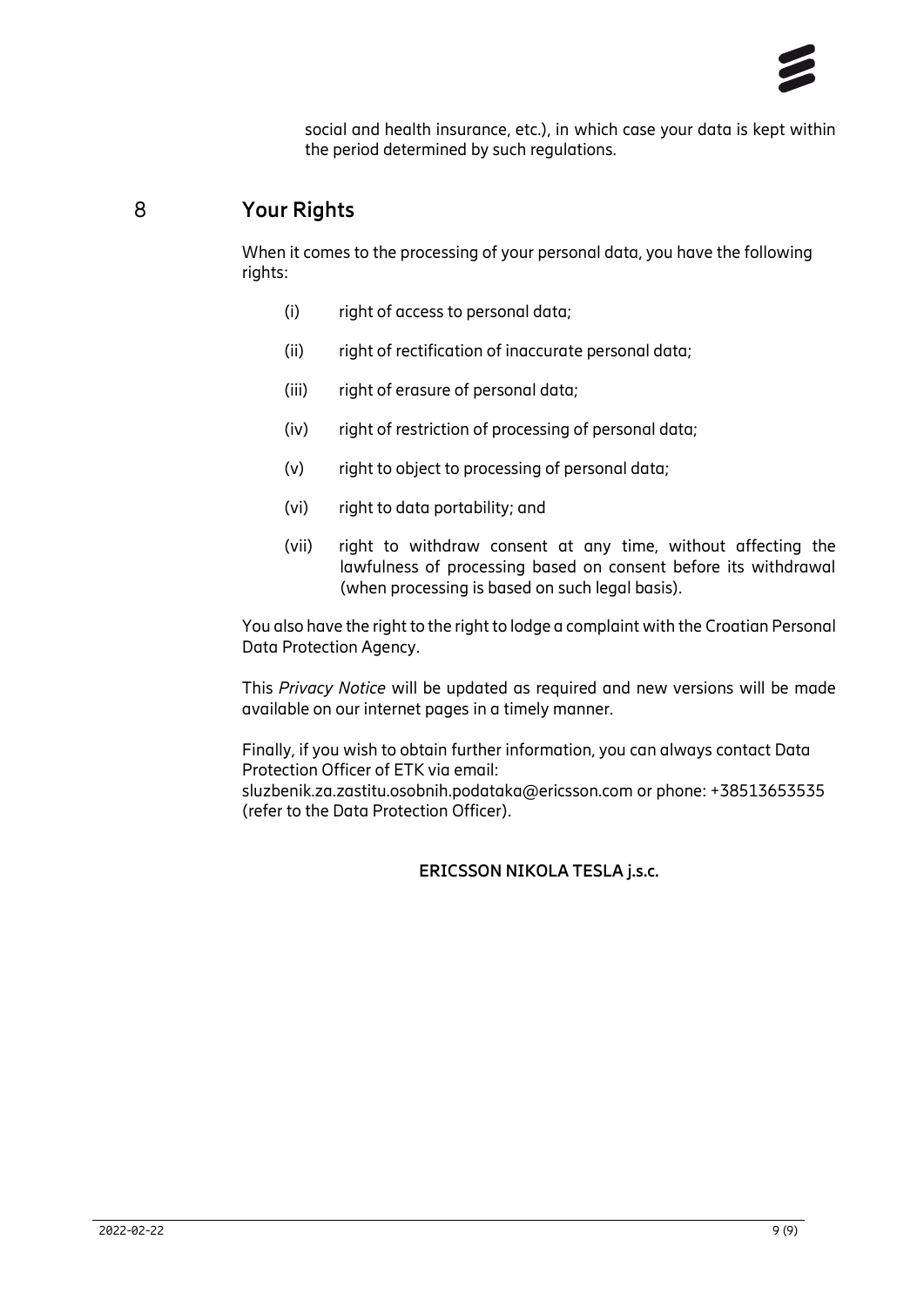social and health insurance, etc.), in which case your data is kept within the period determined by such regulations.

## 8 Your Rights

When it comes to the processing of your personal data, you have the following rights:

- (i) right of access to personal data;
- (ii) right of rectification of inaccurate personal data;
- (iii) right of erasure of personal data;
- (iv) right of restriction of processing of personal data;
- (v) right to object to processing of personal data;
- (vi) right to data portability; and
- (vii) right to withdraw consent at any time, without affecting the lawfulness of processing based on consent before its withdrawal (when processing is based on such legal basis).

You also have the right to the right to lodge a complaint with the Croatian Personal Data Protection Agency.

This *Privacy Notice* will be updated as required and new versions will be made available on our internet pages in a timely manner.

Finally, if you wish to obtain further information, you can always contact Data Protection Officer of ETK via email: sluzbenik.za.zastitu.osobnih.podataka@ericsson.com or phone: +38513653535 (refer to the Data Protection Officer).

**ERICSSON NIKOLA TESLA j.s.c.**

2022-02-22